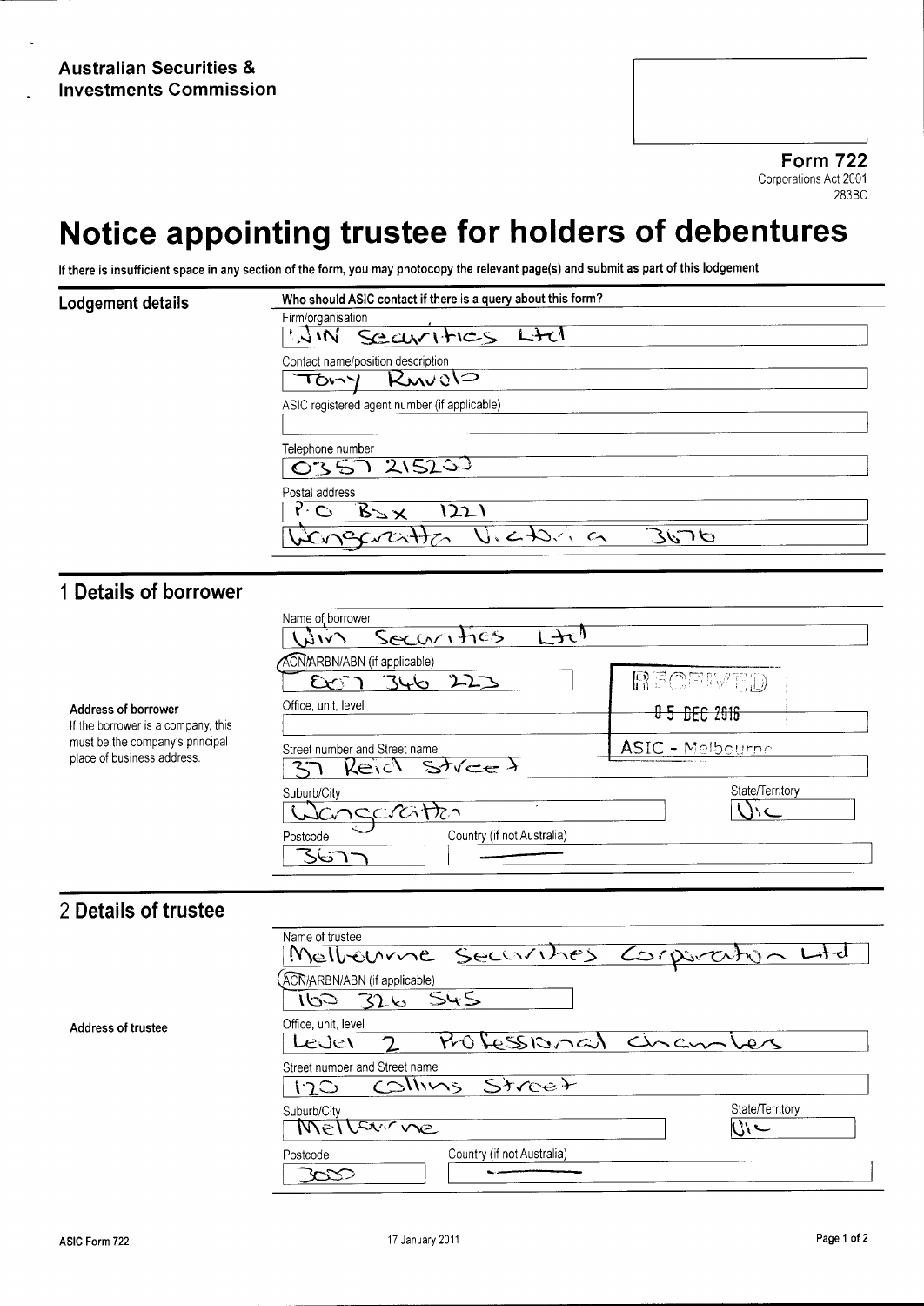**Australian Securities & Investments Commission**

**Form 722**
Corporations Act 2001
283BC

# Notice appointing trustee for holders of debentures

**If there is insufficient space in any section of the form, you may photocopy the relevant page(s) and submit as part of this lodgement**

## Lodgement details

**Who should ASIC contact if there is a query about this form?**

Firm/organisation
Win Securities Ltd

Contact name/position description
Tony Ruvolo

ASIC registered agent number (if applicable)

Telephone number
03 57 215203

Postal address
P.O Box 1221
Wangaratta Victoria 3676

## 1 Details of borrower

Name of borrower
Win Securities Ltd

ACN/ARBN/ABN (if applicable)
007 346 223

RECEIVED
05 DEC 2016
ASIC - Melbourne

**Address of borrower**
If the borrower is a company, this must be the company's principal place of business address.

Office, unit, level

Street number and Street name
37 Reid Street

Suburb/City
Wangaratta

State/Territory
Vic

Postcode
3677

Country (if not Australia)
——

## 2 Details of trustee

Name of trustee
Melbourne Securities Corporation Ltd

ACN/ARBN/ABN (if applicable)
160 326 545

**Address of trustee**

Office, unit, level
Level 2 Professional chambers

Street number and Street name
120 Collins Street

Suburb/City
Melbourne

State/Territory
Vic

Postcode
3000

Country (if not Australia)
——

ASIC Form 722 17 January 2011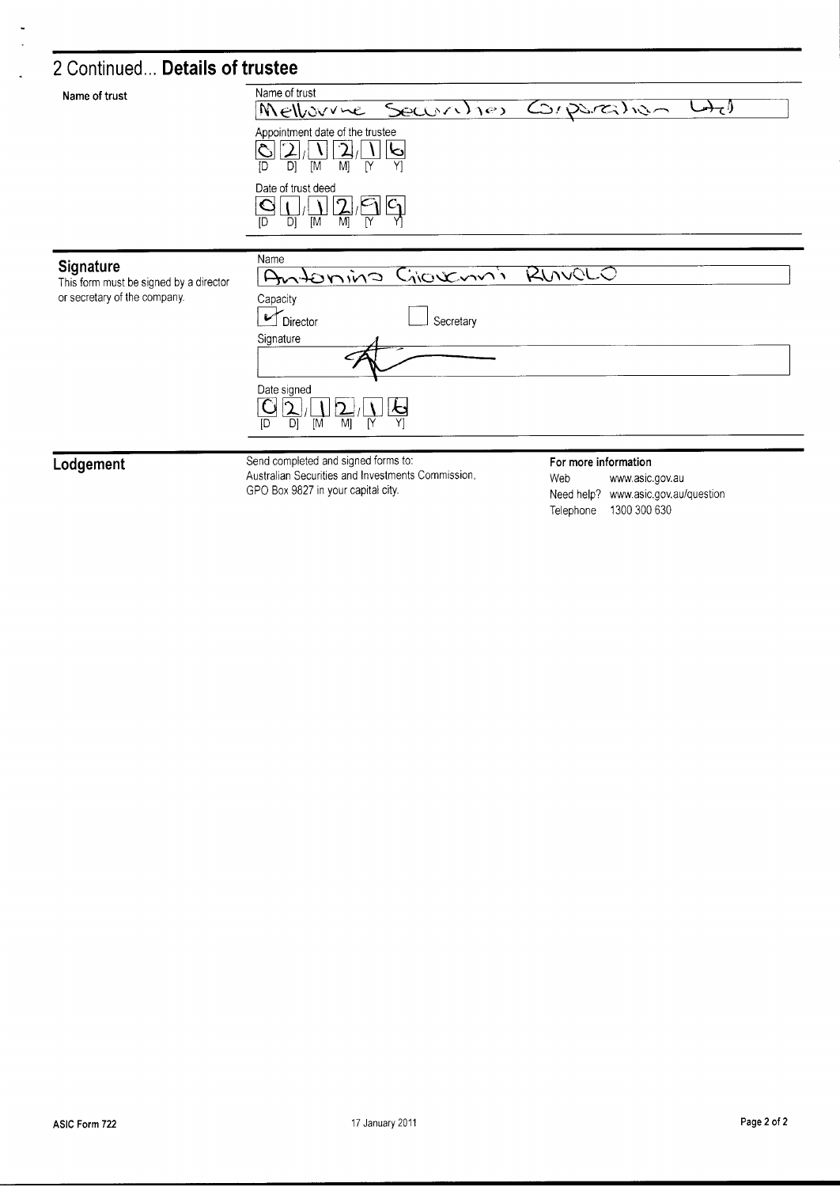## 2 Continued... **Details of trustee**

**Name of trust**

Name of trust

Melbourne Securities Corporation Ltd

Appointment date of the trustee

02/12/16
[D D] [M M] [Y Y]

Date of trust deed

01/12/99
[D D] [M M] [Y Y]

## Signature

This form must be signed by a director or secretary of the company.

Name

Antonino Giovanni RUVOLO

Capacity

☑ Director ☐ Secretary

Signature

[signature]

Date signed

02/12/16
[D D] [M M] [Y Y]

## Lodgement

Send completed and signed forms to:
Australian Securities and Investments Commission,
GPO Box 9827 in your capital city.

**For more information**

Web www.asic.gov.au
Need help? www.asic.gov.au/question
Telephone 1300 300 630

ASIC Form 722 17 January 2011